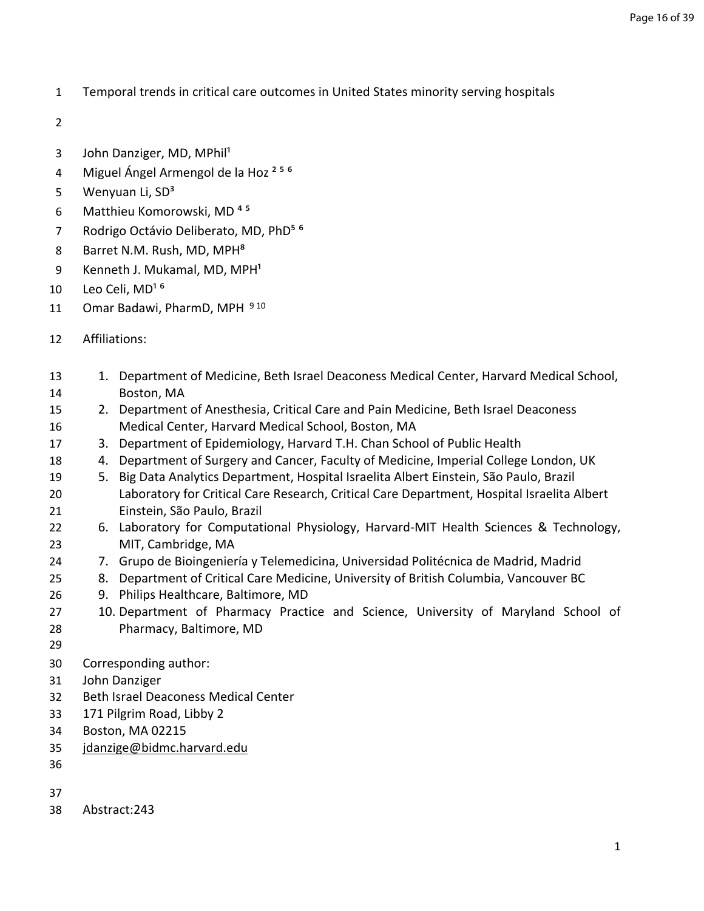# Temporal trends in critical care outcomes in United States minority serving hospitals

John Danziger, MD, MPhil[1]
Miguel Ángel Armengol de la Hoz [2 5 6]
Wenyuan Li, SD[3]
Matthieu Komorowski, MD [4 5]
Rodrigo Octávio Deliberato, MD, PhD[5 6]
Barret N.M. Rush, MD, MPH[8]
Kenneth J. Mukamal, MD, MPH[1]
Leo Celi, MD[1 6]
Omar Badawi, PharmD, MPH [9 10]

Affiliations:

1. Department of Medicine, Beth Israel Deaconess Medical Center, Harvard Medical School, Boston, MA
2. Department of Anesthesia, Critical Care and Pain Medicine, Beth Israel Deaconess Medical Center, Harvard Medical School, Boston, MA
3. Department of Epidemiology, Harvard T.H. Chan School of Public Health
4. Department of Surgery and Cancer, Faculty of Medicine, Imperial College London, UK
5. Big Data Analytics Department, Hospital Israelita Albert Einstein, São Paulo, Brazil
   Laboratory for Critical Care Research, Critical Care Department, Hospital Israelita Albert Einstein, São Paulo, Brazil
6. Laboratory for Computational Physiology, Harvard-MIT Health Sciences & Technology, MIT, Cambridge, MA
7. Grupo de Bioingeniería y Telemedicina, Universidad Politécnica de Madrid, Madrid
8. Department of Critical Care Medicine, University of British Columbia, Vancouver BC
9. Philips Healthcare, Baltimore, MD
10. Department of Pharmacy Practice and Science, University of Maryland School of Pharmacy, Baltimore, MD

Corresponding author:
John Danziger
Beth Israel Deaconess Medical Center
171 Pilgrim Road, Libby 2
Boston, MA 02215
jdanzige@bidmc.harvard.edu

Abstract:243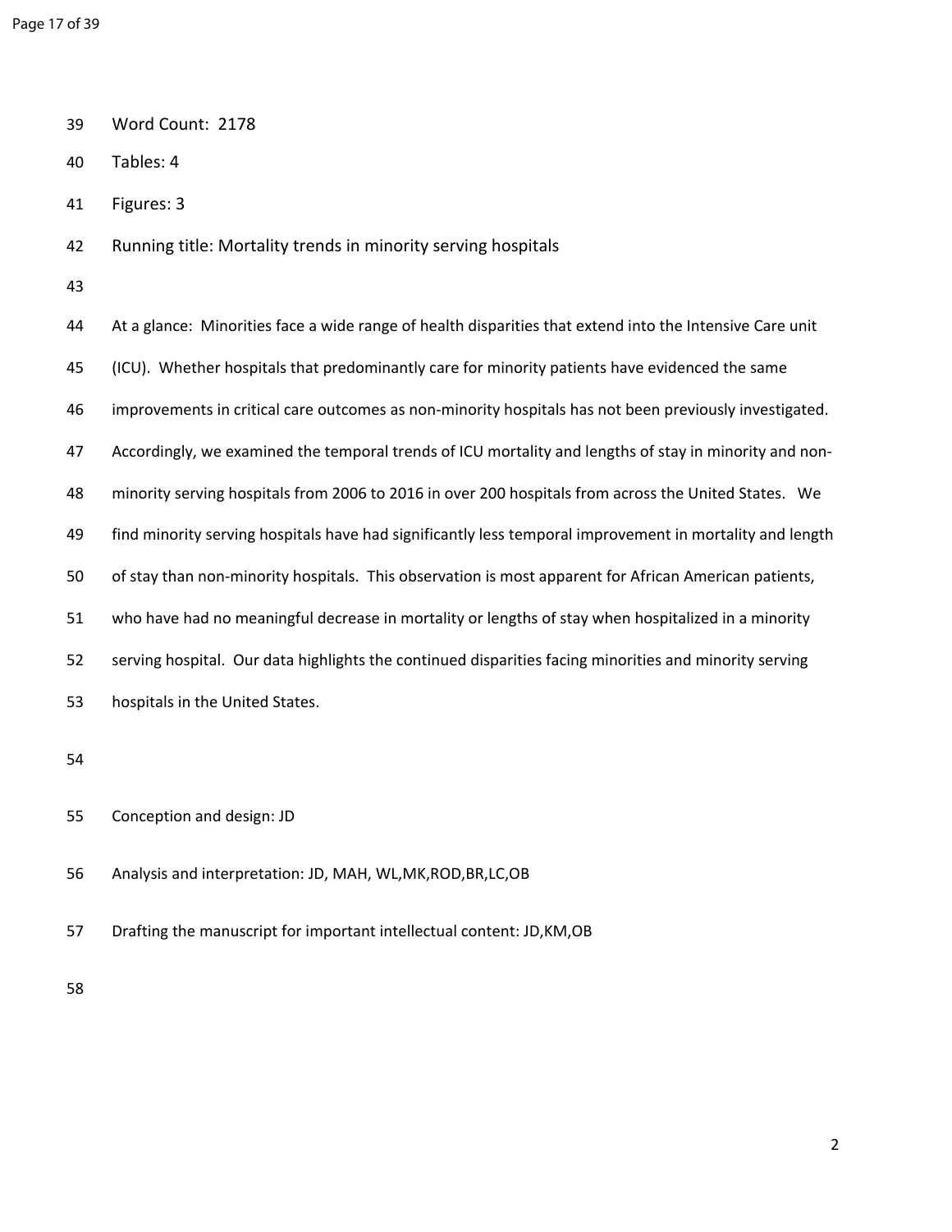Word Count: 2178

Tables: 4

Figures: 3

Running title: Mortality trends in minority serving hospitals

At a glance: Minorities face a wide range of health disparities that extend into the Intensive Care unit (ICU). Whether hospitals that predominantly care for minority patients have evidenced the same improvements in critical care outcomes as non-minority hospitals has not been previously investigated. Accordingly, we examined the temporal trends of ICU mortality and lengths of stay in minority and non-minority serving hospitals from 2006 to 2016 in over 200 hospitals from across the United States. We find minority serving hospitals have had significantly less temporal improvement in mortality and length of stay than non-minority hospitals. This observation is most apparent for African American patients, who have had no meaningful decrease in mortality or lengths of stay when hospitalized in a minority serving hospital. Our data highlights the continued disparities facing minorities and minority serving hospitals in the United States.

Conception and design: JD

Analysis and interpretation: JD, MAH, WL,MK,ROD,BR,LC,OB

Drafting the manuscript for important intellectual content: JD,KM,OB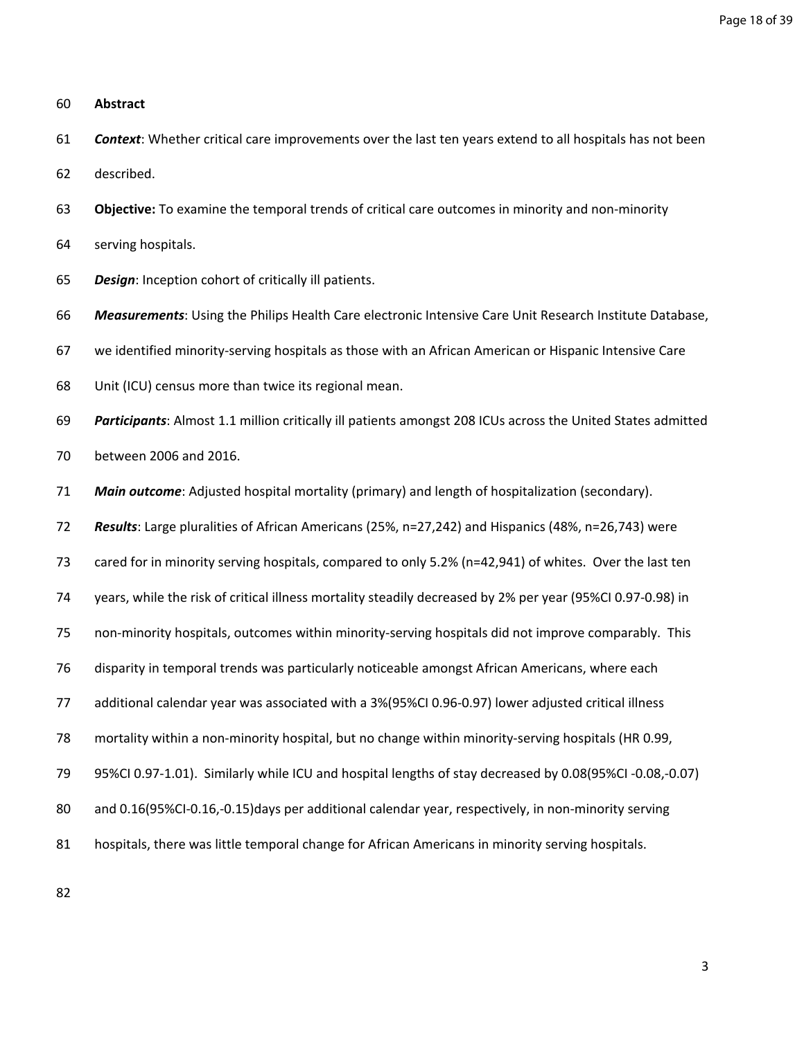# Abstract

***Context***: Whether critical care improvements over the last ten years extend to all hospitals has not been described.

**Objective:** To examine the temporal trends of critical care outcomes in minority and non-minority serving hospitals.

***Design***: Inception cohort of critically ill patients.

***Measurements***: Using the Philips Health Care electronic Intensive Care Unit Research Institute Database, we identified minority-serving hospitals as those with an African American or Hispanic Intensive Care Unit (ICU) census more than twice its regional mean.

***Participants***: Almost 1.1 million critically ill patients amongst 208 ICUs across the United States admitted between 2006 and 2016.

***Main outcome***: Adjusted hospital mortality (primary) and length of hospitalization (secondary).

***Results***: Large pluralities of African Americans (25%, n=27,242) and Hispanics (48%, n=26,743) were cared for in minority serving hospitals, compared to only 5.2% (n=42,941) of whites. Over the last ten years, while the risk of critical illness mortality steadily decreased by 2% per year (95%CI 0.97-0.98) in non-minority hospitals, outcomes within minority-serving hospitals did not improve comparably. This disparity in temporal trends was particularly noticeable amongst African Americans, where each additional calendar year was associated with a 3%(95%CI 0.96-0.97) lower adjusted critical illness mortality within a non-minority hospital, but no change within minority-serving hospitals (HR 0.99, 95%CI 0.97-1.01). Similarly while ICU and hospital lengths of stay decreased by 0.08(95%CI -0.08,-0.07) and 0.16(95%CI-0.16,-0.15)days per additional calendar year, respectively, in non-minority serving hospitals, there was little temporal change for African Americans in minority serving hospitals.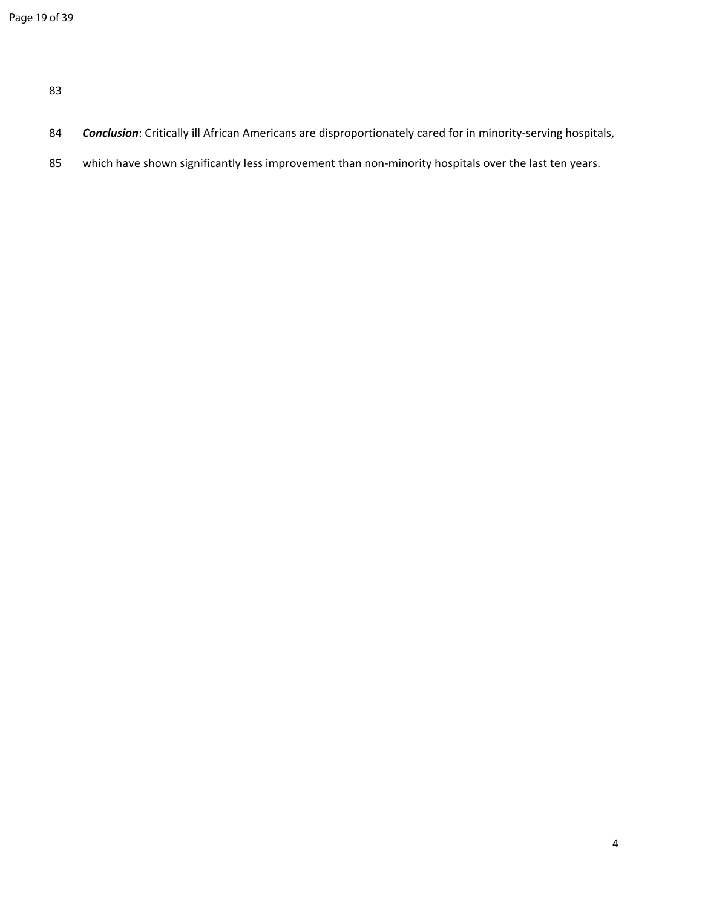***Conclusion***: Critically ill African Americans are disproportionately cared for in minority-serving hospitals, which have shown significantly less improvement than non-minority hospitals over the last ten years.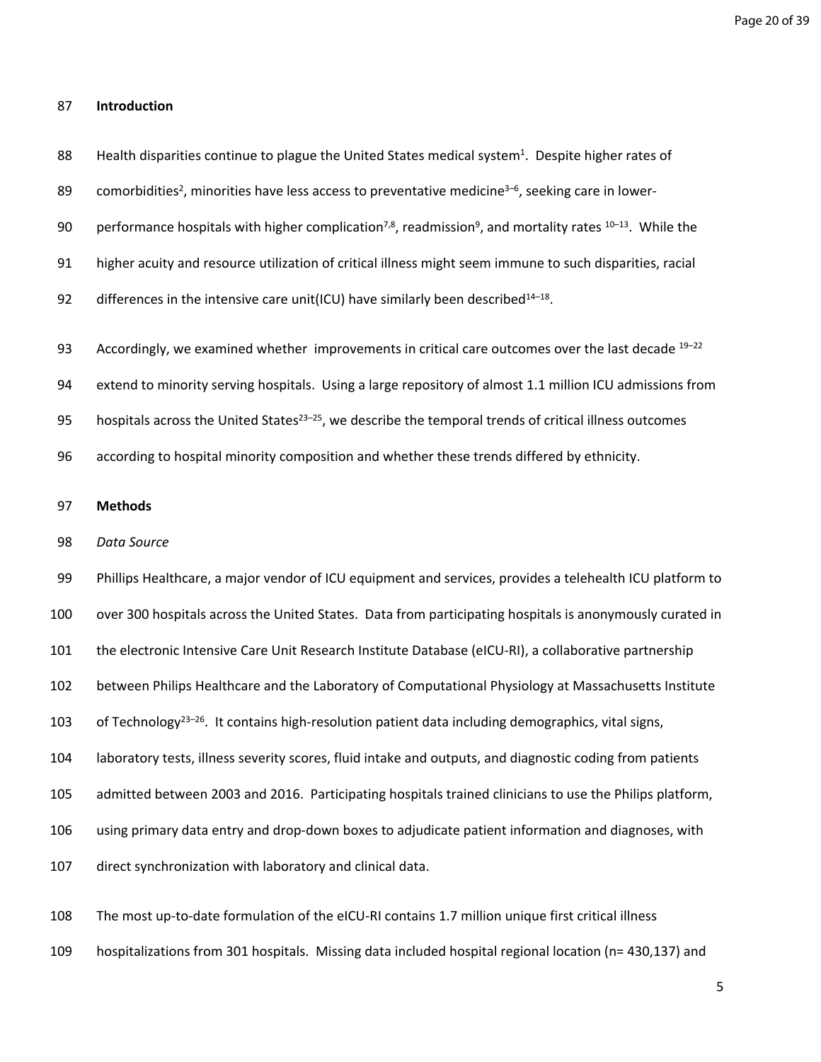## Introduction

Health disparities continue to plague the United States medical system[1]. Despite higher rates of comorbidities[2], minorities have less access to preventative medicine[3–6], seeking care in lower-performance hospitals with higher complication[7,8], readmission[9], and mortality rates [10–13]. While the higher acuity and resource utilization of critical illness might seem immune to such disparities, racial differences in the intensive care unit(ICU) have similarly been described[14–18].

Accordingly, we examined whether improvements in critical care outcomes over the last decade [19–22] extend to minority serving hospitals. Using a large repository of almost 1.1 million ICU admissions from hospitals across the United States[23–25], we describe the temporal trends of critical illness outcomes according to hospital minority composition and whether these trends differed by ethnicity.

## Methods

*Data Source*

Phillips Healthcare, a major vendor of ICU equipment and services, provides a telehealth ICU platform to over 300 hospitals across the United States. Data from participating hospitals is anonymously curated in the electronic Intensive Care Unit Research Institute Database (eICU-RI), a collaborative partnership between Philips Healthcare and the Laboratory of Computational Physiology at Massachusetts Institute of Technology[23–26]. It contains high-resolution patient data including demographics, vital signs, laboratory tests, illness severity scores, fluid intake and outputs, and diagnostic coding from patients admitted between 2003 and 2016. Participating hospitals trained clinicians to use the Philips platform, using primary data entry and drop-down boxes to adjudicate patient information and diagnoses, with direct synchronization with laboratory and clinical data.

The most up-to-date formulation of the eICU-RI contains 1.7 million unique first critical illness hospitalizations from 301 hospitals. Missing data included hospital regional location (n= 430,137) and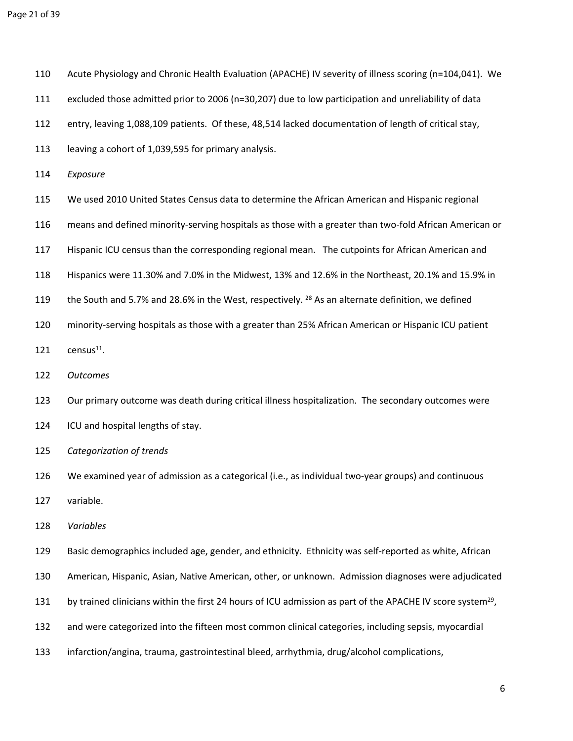Acute Physiology and Chronic Health Evaluation (APACHE) IV severity of illness scoring (n=104,041). We excluded those admitted prior to 2006 (n=30,207) due to low participation and unreliability of data entry, leaving 1,088,109 patients. Of these, 48,514 lacked documentation of length of critical stay, leaving a cohort of 1,039,595 for primary analysis.

*Exposure*

We used 2010 United States Census data to determine the African American and Hispanic regional means and defined minority-serving hospitals as those with a greater than two-fold African American or Hispanic ICU census than the corresponding regional mean. The cutpoints for African American and Hispanics were 11.30% and 7.0% in the Midwest, 13% and 12.6% in the Northeast, 20.1% and 15.9% in the South and 5.7% and 28.6% in the West, respectively. [28] As an alternate definition, we defined minority-serving hospitals as those with a greater than 25% African American or Hispanic ICU patient census[11].

*Outcomes*

Our primary outcome was death during critical illness hospitalization. The secondary outcomes were ICU and hospital lengths of stay.

*Categorization of trends*

We examined year of admission as a categorical (i.e., as individual two-year groups) and continuous variable.

*Variables*

Basic demographics included age, gender, and ethnicity. Ethnicity was self-reported as white, African American, Hispanic, Asian, Native American, other, or unknown. Admission diagnoses were adjudicated by trained clinicians within the first 24 hours of ICU admission as part of the APACHE IV score system[29], and were categorized into the fifteen most common clinical categories, including sepsis, myocardial infarction/angina, trauma, gastrointestinal bleed, arrhythmia, drug/alcohol complications,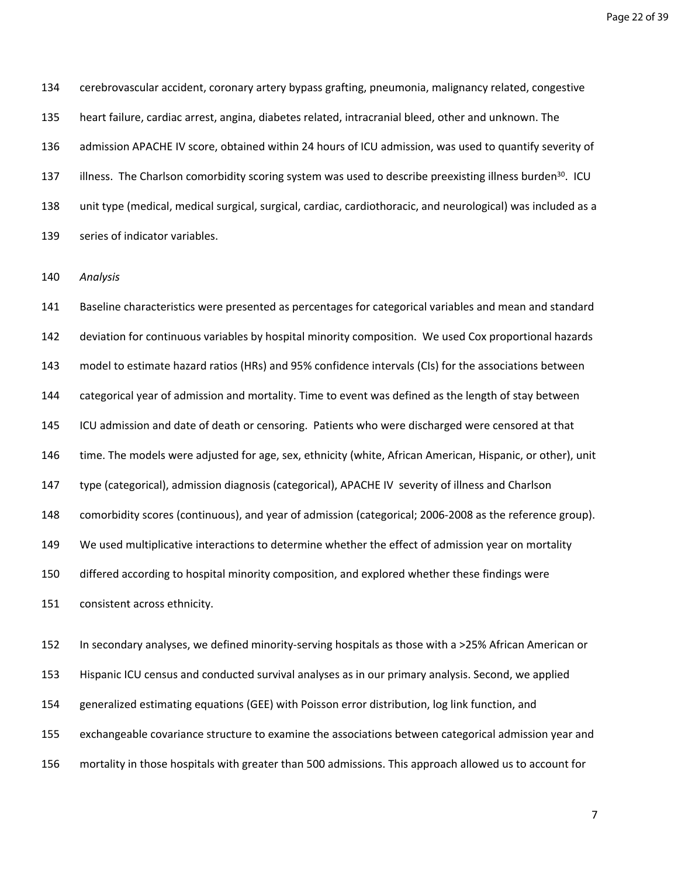cerebrovascular accident, coronary artery bypass grafting, pneumonia, malignancy related, congestive heart failure, cardiac arrest, angina, diabetes related, intracranial bleed, other and unknown. The admission APACHE IV score, obtained within 24 hours of ICU admission, was used to quantify severity of illness. The Charlson comorbidity scoring system was used to describe preexisting illness burden[30]. ICU unit type (medical, medical surgical, surgical, cardiac, cardiothoracic, and neurological) was included as a series of indicator variables.

*Analysis*

Baseline characteristics were presented as percentages for categorical variables and mean and standard deviation for continuous variables by hospital minority composition. We used Cox proportional hazards model to estimate hazard ratios (HRs) and 95% confidence intervals (CIs) for the associations between categorical year of admission and mortality. Time to event was defined as the length of stay between ICU admission and date of death or censoring. Patients who were discharged were censored at that time. The models were adjusted for age, sex, ethnicity (white, African American, Hispanic, or other), unit type (categorical), admission diagnosis (categorical), APACHE IV severity of illness and Charlson comorbidity scores (continuous), and year of admission (categorical; 2006-2008 as the reference group). We used multiplicative interactions to determine whether the effect of admission year on mortality differed according to hospital minority composition, and explored whether these findings were consistent across ethnicity.

In secondary analyses, we defined minority-serving hospitals as those with a >25% African American or Hispanic ICU census and conducted survival analyses as in our primary analysis. Second, we applied generalized estimating equations (GEE) with Poisson error distribution, log link function, and exchangeable covariance structure to examine the associations between categorical admission year and mortality in those hospitals with greater than 500 admissions. This approach allowed us to account for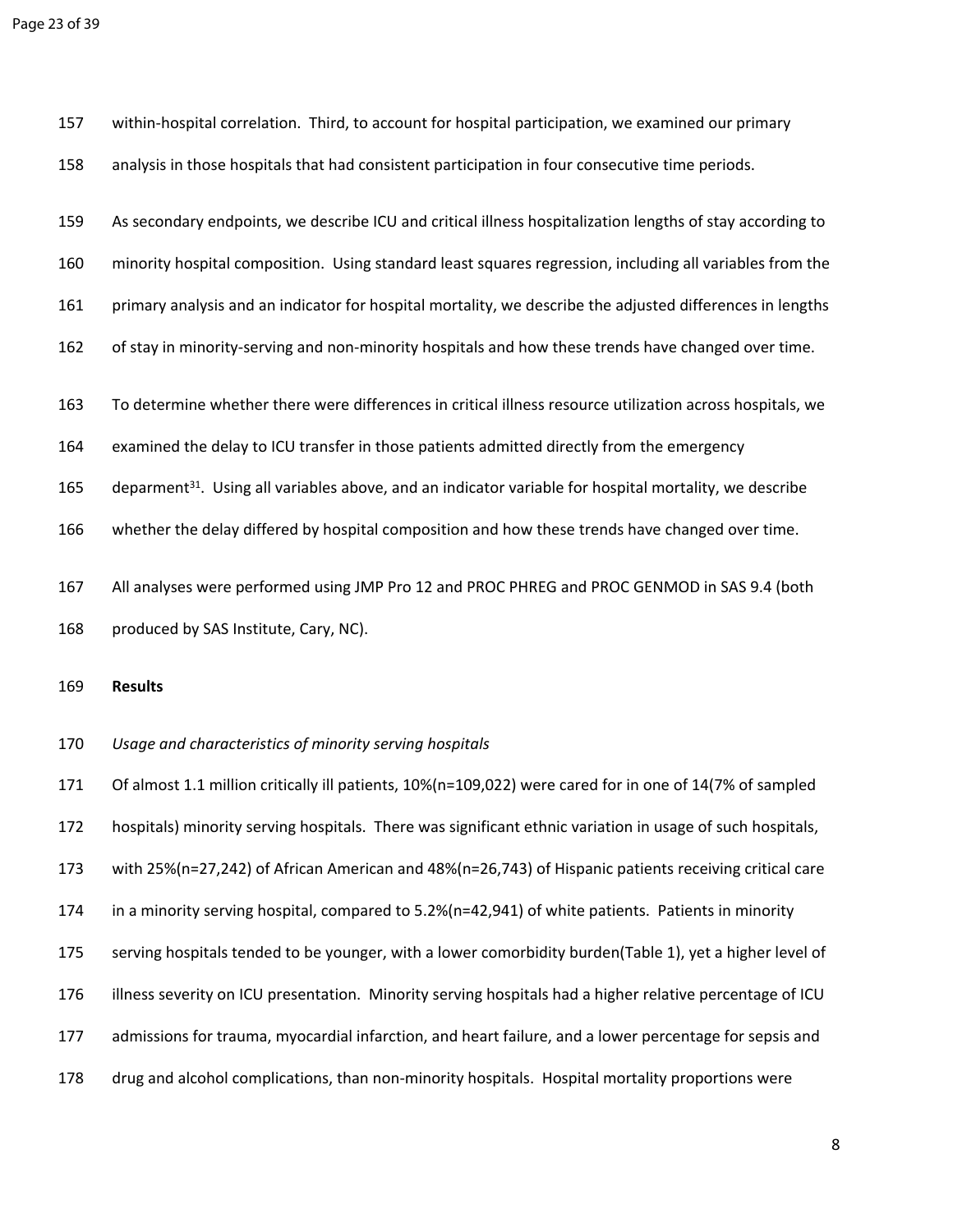within-hospital correlation. Third, to account for hospital participation, we examined our primary analysis in those hospitals that had consistent participation in four consecutive time periods.

As secondary endpoints, we describe ICU and critical illness hospitalization lengths of stay according to minority hospital composition. Using standard least squares regression, including all variables from the primary analysis and an indicator for hospital mortality, we describe the adjusted differences in lengths of stay in minority-serving and non-minority hospitals and how these trends have changed over time.

To determine whether there were differences in critical illness resource utilization across hospitals, we examined the delay to ICU transfer in those patients admitted directly from the emergency deparment[31]. Using all variables above, and an indicator variable for hospital mortality, we describe whether the delay differed by hospital composition and how these trends have changed over time.

All analyses were performed using JMP Pro 12 and PROC PHREG and PROC GENMOD in SAS 9.4 (both produced by SAS Institute, Cary, NC).

## Results

*Usage and characteristics of minority serving hospitals*

Of almost 1.1 million critically ill patients, 10%(n=109,022) were cared for in one of 14(7% of sampled hospitals) minority serving hospitals. There was significant ethnic variation in usage of such hospitals, with 25%(n=27,242) of African American and 48%(n=26,743) of Hispanic patients receiving critical care in a minority serving hospital, compared to 5.2%(n=42,941) of white patients. Patients in minority serving hospitals tended to be younger, with a lower comorbidity burden(Table 1), yet a higher level of illness severity on ICU presentation. Minority serving hospitals had a higher relative percentage of ICU admissions for trauma, myocardial infarction, and heart failure, and a lower percentage for sepsis and drug and alcohol complications, than non-minority hospitals. Hospital mortality proportions were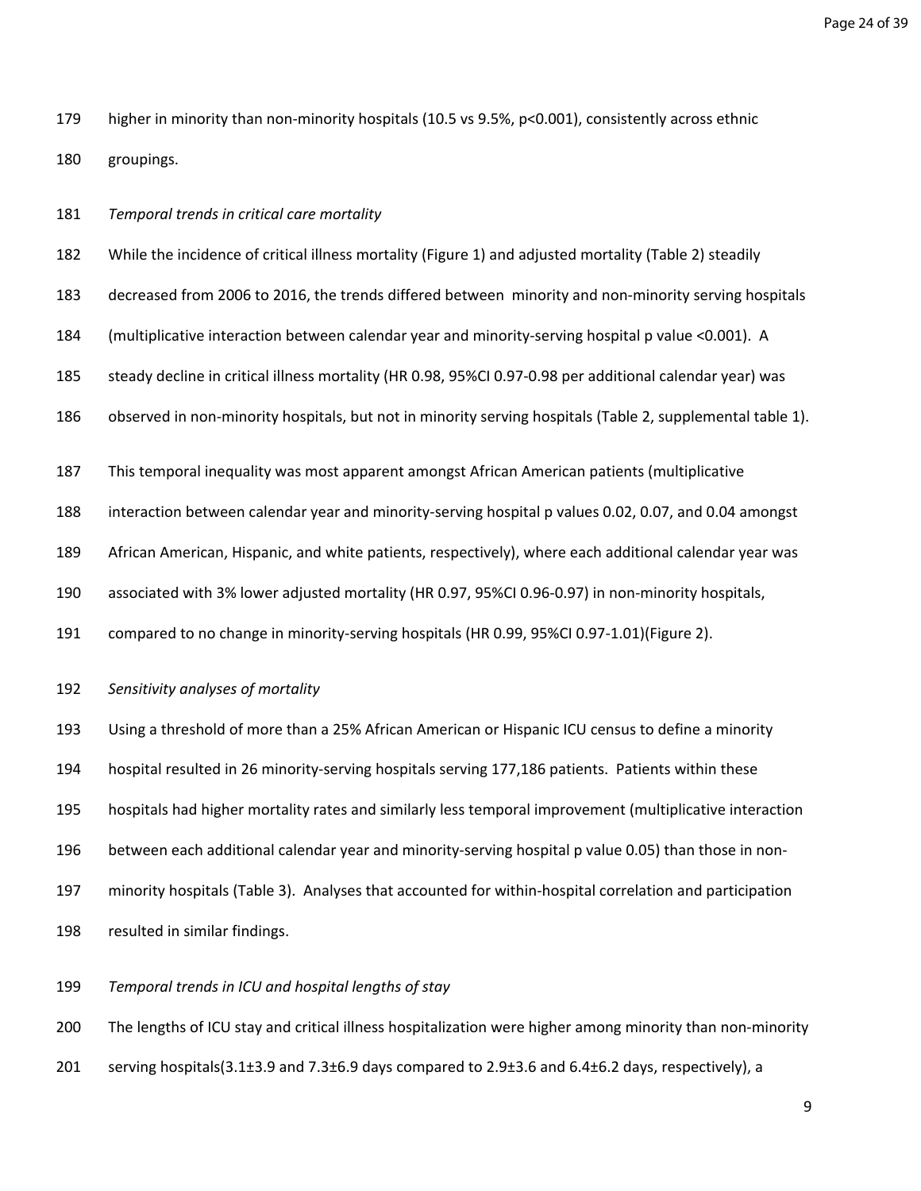higher in minority than non-minority hospitals (10.5 vs 9.5%, $p<0.001$), consistently across ethnic groupings.

*Temporal trends in critical care mortality*

While the incidence of critical illness mortality (Figure 1) and adjusted mortality (Table 2) steadily decreased from 2006 to 2016, the trends differed between minority and non-minority serving hospitals (multiplicative interaction between calendar year and minority-serving hospital p value <0.001). A steady decline in critical illness mortality (HR 0.98, 95%CI 0.97-0.98 per additional calendar year) was observed in non-minority hospitals, but not in minority serving hospitals (Table 2, supplemental table 1).

This temporal inequality was most apparent amongst African American patients (multiplicative interaction between calendar year and minority-serving hospital p values 0.02, 0.07, and 0.04 amongst African American, Hispanic, and white patients, respectively), where each additional calendar year was associated with 3% lower adjusted mortality (HR 0.97, 95%CI 0.96-0.97) in non-minority hospitals, compared to no change in minority-serving hospitals (HR 0.99, 95%CI 0.97-1.01)(Figure 2).

*Sensitivity analyses of mortality*

Using a threshold of more than a 25% African American or Hispanic ICU census to define a minority hospital resulted in 26 minority-serving hospitals serving 177,186 patients. Patients within these hospitals had higher mortality rates and similarly less temporal improvement (multiplicative interaction between each additional calendar year and minority-serving hospital p value 0.05) than those in non-minority hospitals (Table 3). Analyses that accounted for within-hospital correlation and participation resulted in similar findings.

*Temporal trends in ICU and hospital lengths of stay*

The lengths of ICU stay and critical illness hospitalization were higher among minority than non-minority serving hospitals(3.1±3.9 and 7.3±6.9 days compared to 2.9±3.6 and 6.4±6.2 days, respectively), a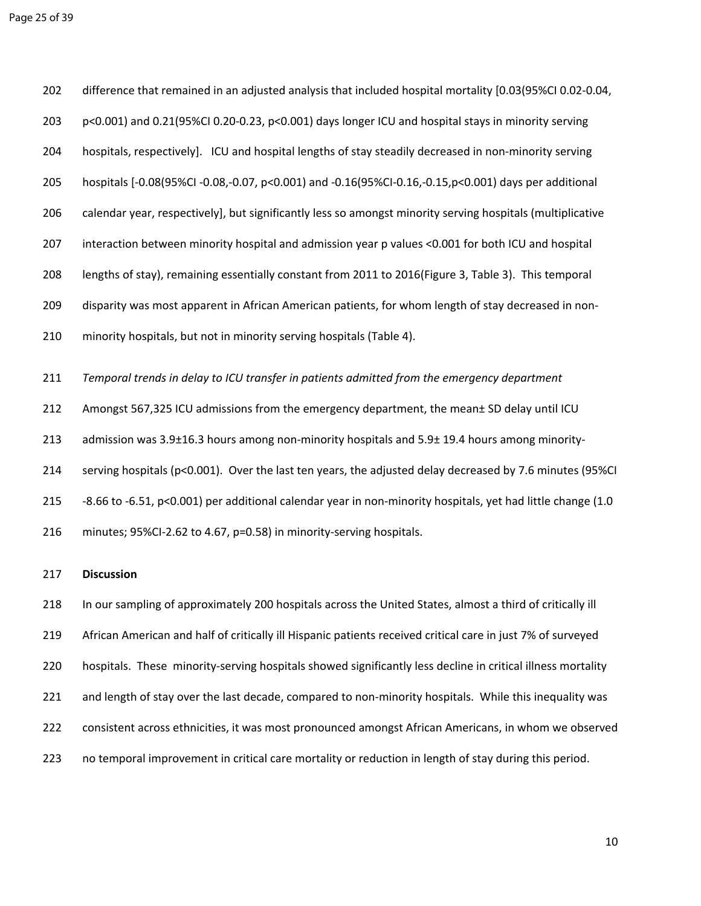difference that remained in an adjusted analysis that included hospital mortality [0.03(95%CI 0.02-0.04, $p<0.001$) and 0.21(95%CI 0.20-0.23, $p<0.001$) days longer ICU and hospital stays in minority serving hospitals, respectively]. ICU and hospital lengths of stay steadily decreased in non-minority serving hospitals [-0.08(95%CI -0.08,-0.07, $p<0.001$) and -0.16(95%CI-0.16,-0.15,$p<0.001$) days per additional calendar year, respectively], but significantly less so amongst minority serving hospitals (multiplicative interaction between minority hospital and admission year p values <0.001 for both ICU and hospital lengths of stay), remaining essentially constant from 2011 to 2016(Figure 3, Table 3). This temporal disparity was most apparent in African American patients, for whom length of stay decreased in non-minority hospitals, but not in minority serving hospitals (Table 4).

*Temporal trends in delay to ICU transfer in patients admitted from the emergency department*

Amongst 567,325 ICU admissions from the emergency department, the mean± SD delay until ICU admission was 3.9±16.3 hours among non-minority hospitals and 5.9± 19.4 hours among minority-serving hospitals ($p<0.001$). Over the last ten years, the adjusted delay decreased by 7.6 minutes (95%CI -8.66 to -6.51, $p<0.001$) per additional calendar year in non-minority hospitals, yet had little change (1.0 minutes; 95%CI-2.62 to 4.67, $p=0.58$) in minority-serving hospitals.

## Discussion

In our sampling of approximately 200 hospitals across the United States, almost a third of critically ill African American and half of critically ill Hispanic patients received critical care in just 7% of surveyed hospitals. These minority-serving hospitals showed significantly less decline in critical illness mortality and length of stay over the last decade, compared to non-minority hospitals. While this inequality was consistent across ethnicities, it was most pronounced amongst African Americans, in whom we observed no temporal improvement in critical care mortality or reduction in length of stay during this period.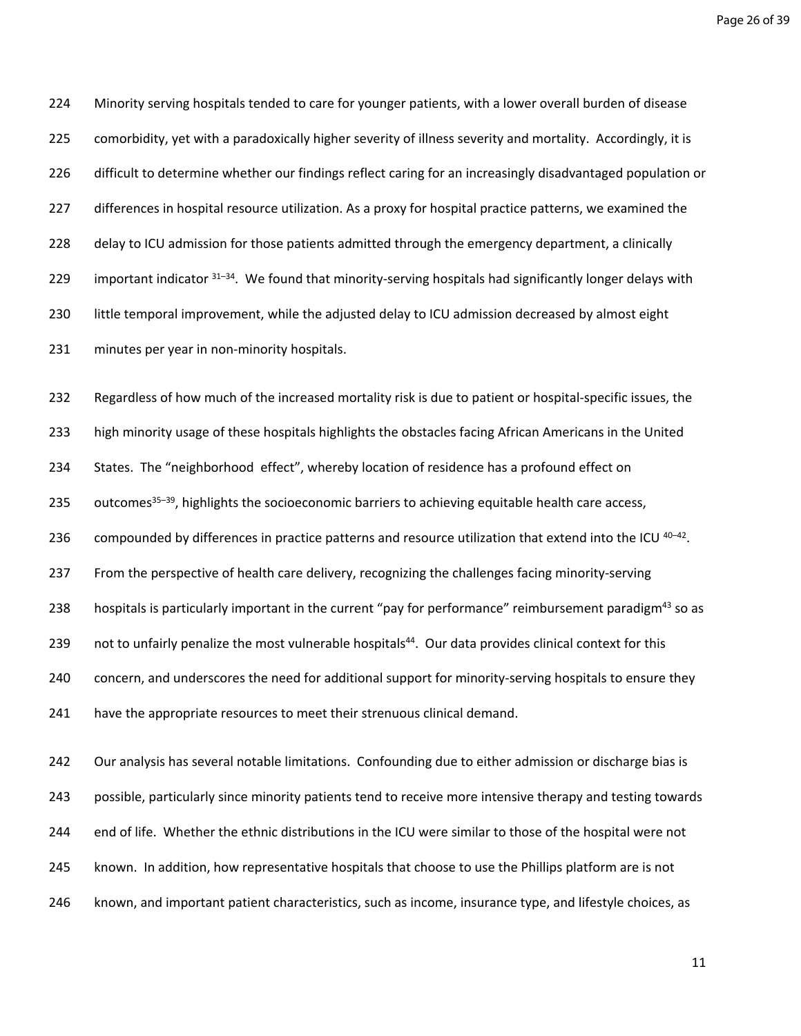Minority serving hospitals tended to care for younger patients, with a lower overall burden of disease comorbidity, yet with a paradoxically higher severity of illness severity and mortality. Accordingly, it is difficult to determine whether our findings reflect caring for an increasingly disadvantaged population or differences in hospital resource utilization. As a proxy for hospital practice patterns, we examined the delay to ICU admission for those patients admitted through the emergency department, a clinically important indicator [31–34]. We found that minority-serving hospitals had significantly longer delays with little temporal improvement, while the adjusted delay to ICU admission decreased by almost eight minutes per year in non-minority hospitals.

Regardless of how much of the increased mortality risk is due to patient or hospital-specific issues, the high minority usage of these hospitals highlights the obstacles facing African Americans in the United States. The "neighborhood effect", whereby location of residence has a profound effect on outcomes[35–39], highlights the socioeconomic barriers to achieving equitable health care access, compounded by differences in practice patterns and resource utilization that extend into the ICU [40–42]. From the perspective of health care delivery, recognizing the challenges facing minority-serving hospitals is particularly important in the current "pay for performance" reimbursement paradigm[43] so as not to unfairly penalize the most vulnerable hospitals[44]. Our data provides clinical context for this concern, and underscores the need for additional support for minority-serving hospitals to ensure they have the appropriate resources to meet their strenuous clinical demand.

Our analysis has several notable limitations. Confounding due to either admission or discharge bias is possible, particularly since minority patients tend to receive more intensive therapy and testing towards end of life. Whether the ethnic distributions in the ICU were similar to those of the hospital were not known. In addition, how representative hospitals that choose to use the Phillips platform are is not known, and important patient characteristics, such as income, insurance type, and lifestyle choices, as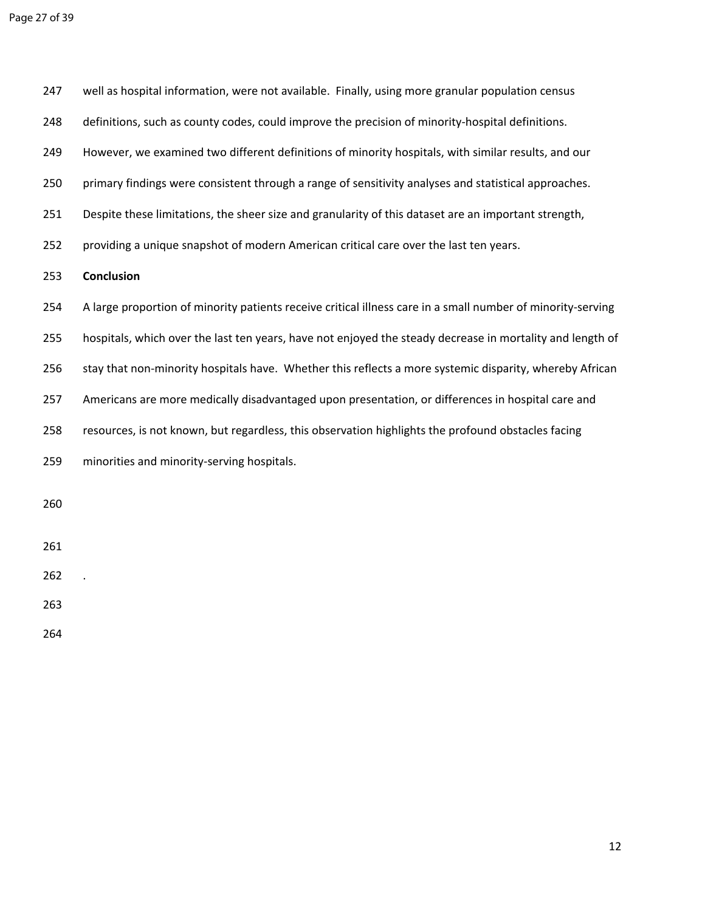well as hospital information, were not available. Finally, using more granular population census definitions, such as county codes, could improve the precision of minority-hospital definitions. However, we examined two different definitions of minority hospitals, with similar results, and our primary findings were consistent through a range of sensitivity analyses and statistical approaches. Despite these limitations, the sheer size and granularity of this dataset are an important strength, providing a unique snapshot of modern American critical care over the last ten years.

**Conclusion**

A large proportion of minority patients receive critical illness care in a small number of minority-serving hospitals, which over the last ten years, have not enjoyed the steady decrease in mortality and length of stay that non-minority hospitals have. Whether this reflects a more systemic disparity, whereby African Americans are more medically disadvantaged upon presentation, or differences in hospital care and resources, is not known, but regardless, this observation highlights the profound obstacles facing minorities and minority-serving hospitals.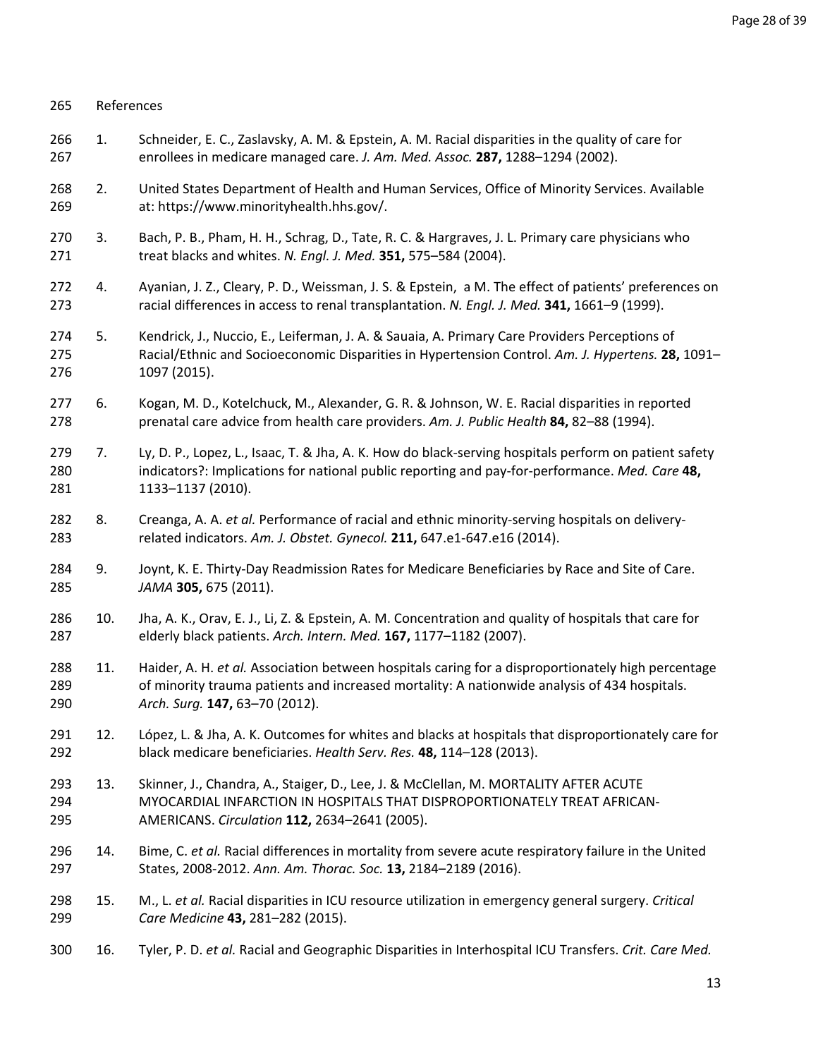References

1. Schneider, E. C., Zaslavsky, A. M. & Epstein, A. M. Racial disparities in the quality of care for enrollees in medicare managed care. *J. Am. Med. Assoc.* **287,** 1288–1294 (2002).

2. United States Department of Health and Human Services, Office of Minority Services. Available at: https://www.minorityhealth.hhs.gov/.

3. Bach, P. B., Pham, H. H., Schrag, D., Tate, R. C. & Hargraves, J. L. Primary care physicians who treat blacks and whites. *N. Engl. J. Med.* **351,** 575–584 (2004).

4. Ayanian, J. Z., Cleary, P. D., Weissman, J. S. & Epstein, a M. The effect of patients' preferences on racial differences in access to renal transplantation. *N. Engl. J. Med.* **341,** 1661–9 (1999).

5. Kendrick, J., Nuccio, E., Leiferman, J. A. & Sauaia, A. Primary Care Providers Perceptions of Racial/Ethnic and Socioeconomic Disparities in Hypertension Control. *Am. J. Hypertens.* **28,** 1091–1097 (2015).

6. Kogan, M. D., Kotelchuck, M., Alexander, G. R. & Johnson, W. E. Racial disparities in reported prenatal care advice from health care providers. *Am. J. Public Health* **84,** 82–88 (1994).

7. Ly, D. P., Lopez, L., Isaac, T. & Jha, A. K. How do black-serving hospitals perform on patient safety indicators?: Implications for national public reporting and pay-for-performance. *Med. Care* **48,** 1133–1137 (2010).

8. Creanga, A. A. *et al.* Performance of racial and ethnic minority-serving hospitals on delivery-related indicators. *Am. J. Obstet. Gynecol.* **211,** 647.e1-647.e16 (2014).

9. Joynt, K. E. Thirty-Day Readmission Rates for Medicare Beneficiaries by Race and Site of Care. *JAMA* **305,** 675 (2011).

10. Jha, A. K., Orav, E. J., Li, Z. & Epstein, A. M. Concentration and quality of hospitals that care for elderly black patients. *Arch. Intern. Med.* **167,** 1177–1182 (2007).

11. Haider, A. H. *et al.* Association between hospitals caring for a disproportionately high percentage of minority trauma patients and increased mortality: A nationwide analysis of 434 hospitals. *Arch. Surg.* **147,** 63–70 (2012).

12. López, L. & Jha, A. K. Outcomes for whites and blacks at hospitals that disproportionately care for black medicare beneficiaries. *Health Serv. Res.* **48,** 114–128 (2013).

13. Skinner, J., Chandra, A., Staiger, D., Lee, J. & McClellan, M. MORTALITY AFTER ACUTE MYOCARDIAL INFARCTION IN HOSPITALS THAT DISPROPORTIONATELY TREAT AFRICAN-AMERICANS. *Circulation* **112,** 2634–2641 (2005).

14. Bime, C. *et al.* Racial differences in mortality from severe acute respiratory failure in the United States, 2008-2012. *Ann. Am. Thorac. Soc.* **13,** 2184–2189 (2016).

15. M., L. *et al.* Racial disparities in ICU resource utilization in emergency general surgery. *Critical Care Medicine* **43,** 281–282 (2015).

16. Tyler, P. D. *et al.* Racial and Geographic Disparities in Interhospital ICU Transfers. *Crit. Care Med.*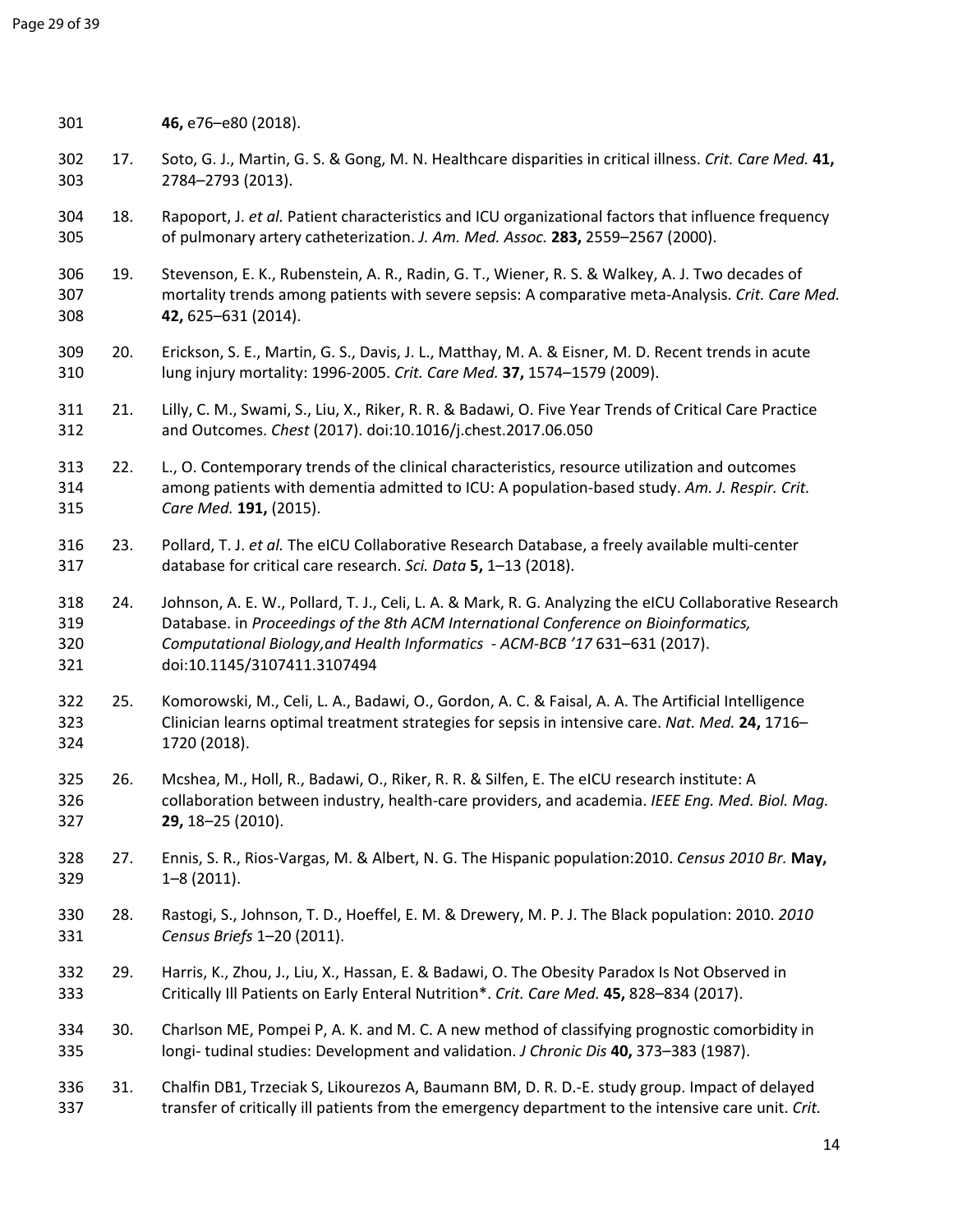46, e76–e80 (2018).

17. Soto, G. J., Martin, G. S. & Gong, M. N. Healthcare disparities in critical illness. *Crit. Care Med.* **41,** 2784–2793 (2013).

18. Rapoport, J. *et al.* Patient characteristics and ICU organizational factors that influence frequency of pulmonary artery catheterization. *J. Am. Med. Assoc.* **283,** 2559–2567 (2000).

19. Stevenson, E. K., Rubenstein, A. R., Radin, G. T., Wiener, R. S. & Walkey, A. J. Two decades of mortality trends among patients with severe sepsis: A comparative meta-Analysis. *Crit. Care Med.* **42,** 625–631 (2014).

20. Erickson, S. E., Martin, G. S., Davis, J. L., Matthay, M. A. & Eisner, M. D. Recent trends in acute lung injury mortality: 1996-2005. *Crit. Care Med.* **37,** 1574–1579 (2009).

21. Lilly, C. M., Swami, S., Liu, X., Riker, R. R. & Badawi, O. Five Year Trends of Critical Care Practice and Outcomes. *Chest* (2017). doi:10.1016/j.chest.2017.06.050

22. L., O. Contemporary trends of the clinical characteristics, resource utilization and outcomes among patients with dementia admitted to ICU: A population-based study. *Am. J. Respir. Crit. Care Med.* **191,** (2015).

23. Pollard, T. J. *et al.* The eICU Collaborative Research Database, a freely available multi-center database for critical care research. *Sci. Data* **5,** 1–13 (2018).

24. Johnson, A. E. W., Pollard, T. J., Celi, L. A. & Mark, R. G. Analyzing the eICU Collaborative Research Database. in *Proceedings of the 8th ACM International Conference on Bioinformatics, Computational Biology,and Health Informatics - ACM-BCB '17* 631–631 (2017). doi:10.1145/3107411.3107494

25. Komorowski, M., Celi, L. A., Badawi, O., Gordon, A. C. & Faisal, A. A. The Artificial Intelligence Clinician learns optimal treatment strategies for sepsis in intensive care. *Nat. Med.* **24,** 1716–1720 (2018).

26. Mcshea, M., Holl, R., Badawi, O., Riker, R. R. & Silfen, E. The eICU research institute: A collaboration between industry, health-care providers, and academia. *IEEE Eng. Med. Biol. Mag.* **29,** 18–25 (2010).

27. Ennis, S. R., Rios-Vargas, M. & Albert, N. G. The Hispanic population:2010. *Census 2010 Br.* **May,** 1–8 (2011).

28. Rastogi, S., Johnson, T. D., Hoeffel, E. M. & Drewery, M. P. J. The Black population: 2010. *2010 Census Briefs* 1–20 (2011).

29. Harris, K., Zhou, J., Liu, X., Hassan, E. & Badawi, O. The Obesity Paradox Is Not Observed in Critically Ill Patients on Early Enteral Nutrition*. *Crit. Care Med.* **45,** 828–834 (2017).

30. Charlson ME, Pompei P, A. K. and M. C. A new method of classifying prognostic comorbidity in longi- tudinal studies: Development and validation. *J Chronic Dis* **40,** 373–383 (1987).

31. Chalfin DB1, Trzeciak S, Likourezos A, Baumann BM, D. R. D.-E. study group. Impact of delayed transfer of critically ill patients from the emergency department to the intensive care unit. *Crit.*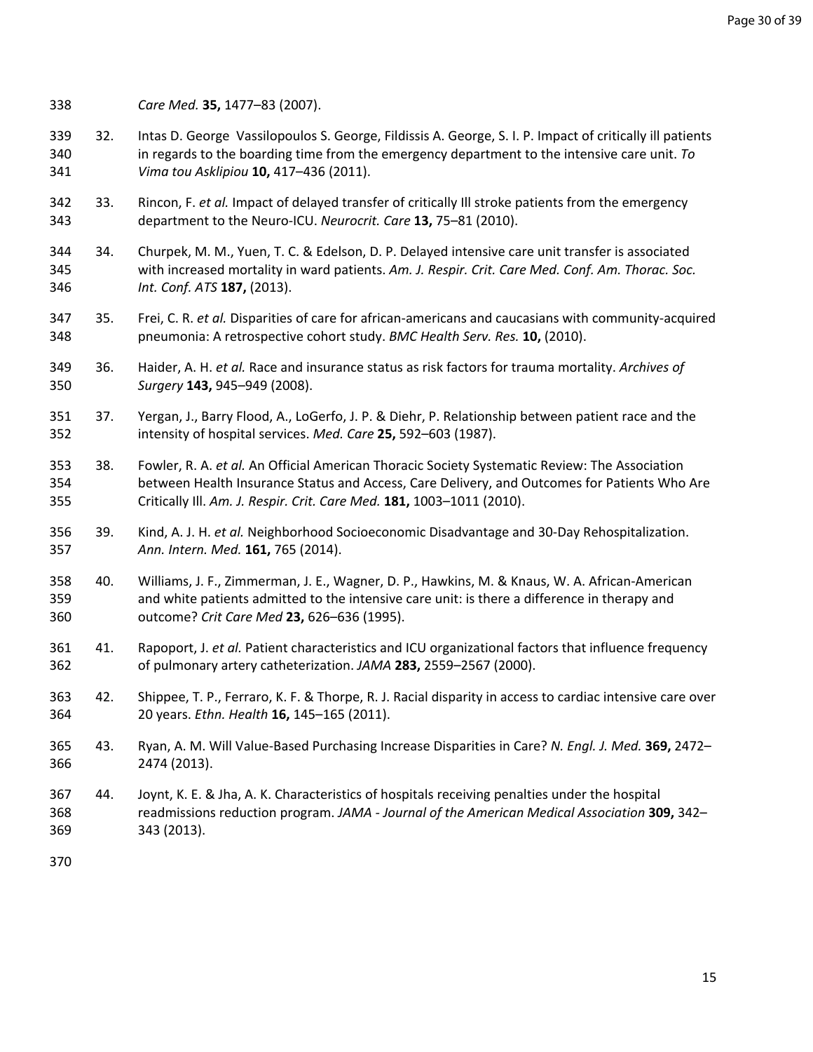*Care Med.* **35,** 1477–83 (2007).

32. Intas D. George Vassilopoulos S. George, Fildissis A. George, S. I. P. Impact of critically ill patients in regards to the boarding time from the emergency department to the intensive care unit. *To Vima tou Asklipiou* **10,** 417–436 (2011).

33. Rincon, F. *et al.* Impact of delayed transfer of critically Ill stroke patients from the emergency department to the Neuro-ICU. *Neurocrit. Care* **13,** 75–81 (2010).

34. Churpek, M. M., Yuen, T. C. & Edelson, D. P. Delayed intensive care unit transfer is associated with increased mortality in ward patients. *Am. J. Respir. Crit. Care Med. Conf. Am. Thorac. Soc. Int. Conf. ATS* **187,** (2013).

35. Frei, C. R. *et al.* Disparities of care for african-americans and caucasians with community-acquired pneumonia: A retrospective cohort study. *BMC Health Serv. Res.* **10,** (2010).

36. Haider, A. H. *et al.* Race and insurance status as risk factors for trauma mortality. *Archives of Surgery* **143,** 945–949 (2008).

37. Yergan, J., Barry Flood, A., LoGerfo, J. P. & Diehr, P. Relationship between patient race and the intensity of hospital services. *Med. Care* **25,** 592–603 (1987).

38. Fowler, R. A. *et al.* An Official American Thoracic Society Systematic Review: The Association between Health Insurance Status and Access, Care Delivery, and Outcomes for Patients Who Are Critically Ill. *Am. J. Respir. Crit. Care Med.* **181,** 1003–1011 (2010).

39. Kind, A. J. H. *et al.* Neighborhood Socioeconomic Disadvantage and 30-Day Rehospitalization. *Ann. Intern. Med.* **161,** 765 (2014).

40. Williams, J. F., Zimmerman, J. E., Wagner, D. P., Hawkins, M. & Knaus, W. A. African-American and white patients admitted to the intensive care unit: is there a difference in therapy and outcome? *Crit Care Med* **23,** 626–636 (1995).

41. Rapoport, J. *et al.* Patient characteristics and ICU organizational factors that influence frequency of pulmonary artery catheterization. *JAMA* **283,** 2559–2567 (2000).

42. Shippee, T. P., Ferraro, K. F. & Thorpe, R. J. Racial disparity in access to cardiac intensive care over 20 years. *Ethn. Health* **16,** 145–165 (2011).

43. Ryan, A. M. Will Value-Based Purchasing Increase Disparities in Care? *N. Engl. J. Med.* **369,** 2472–2474 (2013).

44. Joynt, K. E. & Jha, A. K. Characteristics of hospitals receiving penalties under the hospital readmissions reduction program. *JAMA - Journal of the American Medical Association* **309,** 342–343 (2013).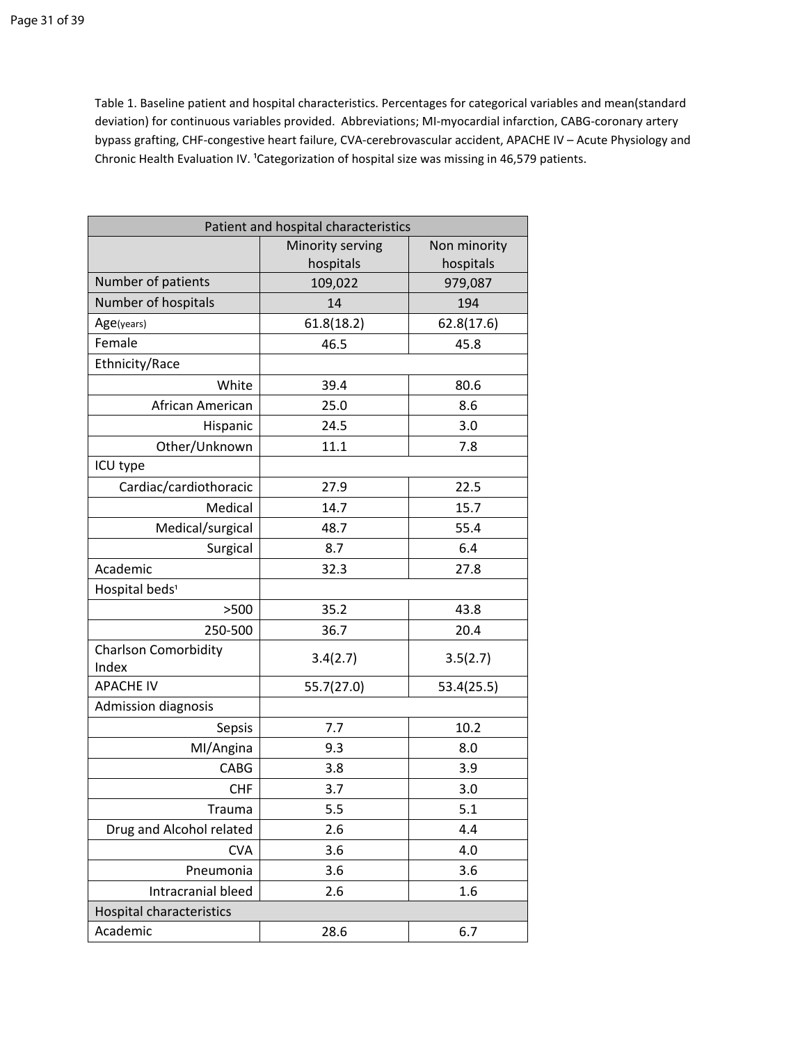Table 1. Baseline patient and hospital characteristics. Percentages for categorical variables and mean(standard deviation) for continuous variables provided. Abbreviations; MI-myocardial infarction, CABG-coronary artery bypass grafting, CHF-congestive heart failure, CVA-cerebrovascular accident, APACHE IV – Acute Physiology and Chronic Health Evaluation IV. [1]Categorization of hospital size was missing in 46,579 patients.

| Patient and hospital characteristics | | |
|---|---|---|
| | Minority serving hospitals | Non minority hospitals |
| Number of patients | 109,022 | 979,087 |
| Number of hospitals | 14 | 194 |
| Age(years) | 61.8(18.2) | 62.8(17.6) |
| Female | 46.5 | 45.8 |
| Ethnicity/Race | | |
| White | 39.4 | 80.6 |
| African American | 25.0 | 8.6 |
| Hispanic | 24.5 | 3.0 |
| Other/Unknown | 11.1 | 7.8 |
| ICU type | | |
| Cardiac/cardiothoracic | 27.9 | 22.5 |
| Medical | 14.7 | 15.7 |
| Medical/surgical | 48.7 | 55.4 |
| Surgical | 8.7 | 6.4 |
| Academic | 32.3 | 27.8 |
| Hospital beds[1] | | |
| >500 | 35.2 | 43.8 |
| 250-500 | 36.7 | 20.4 |
| Charlson Comorbidity Index | 3.4(2.7) | 3.5(2.7) |
| APACHE IV | 55.7(27.0) | 53.4(25.5) |
| Admission diagnosis | | |
| Sepsis | 7.7 | 10.2 |
| MI/Angina | 9.3 | 8.0 |
| CABG | 3.8 | 3.9 |
| CHF | 3.7 | 3.0 |
| Trauma | 5.5 | 5.1 |
| Drug and Alcohol related | 2.6 | 4.4 |
| CVA | 3.6 | 4.0 |
| Pneumonia | 3.6 | 3.6 |
| Intracranial bleed | 2.6 | 1.6 |
| Hospital characteristics | | |
| Academic | 28.6 | 6.7 |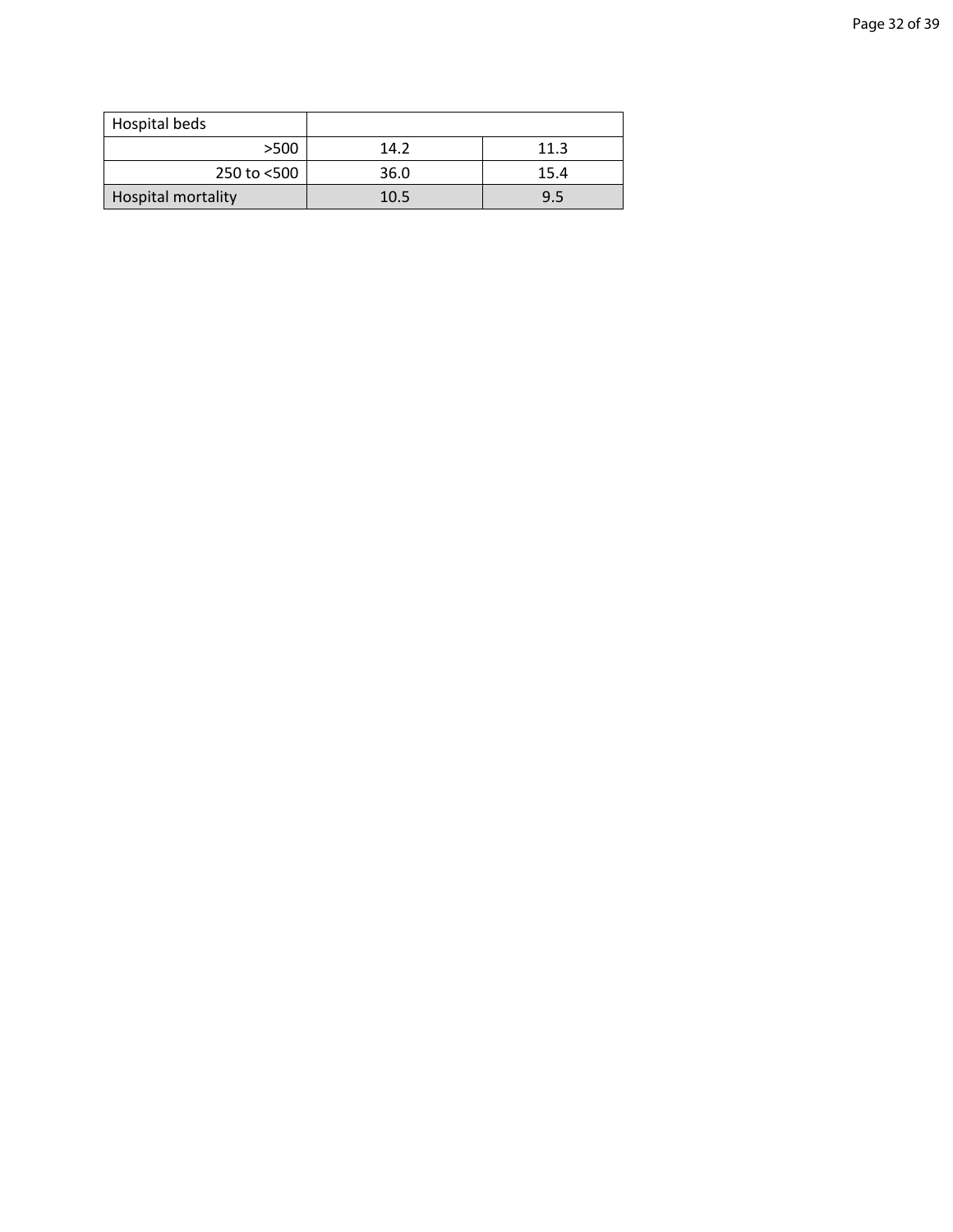| Hospital beds | | |
|---|---|---|
| >500 | 14.2 | 11.3 |
| 250 to <500 | 36.0 | 15.4 |
| Hospital mortality | 10.5 | 9.5 |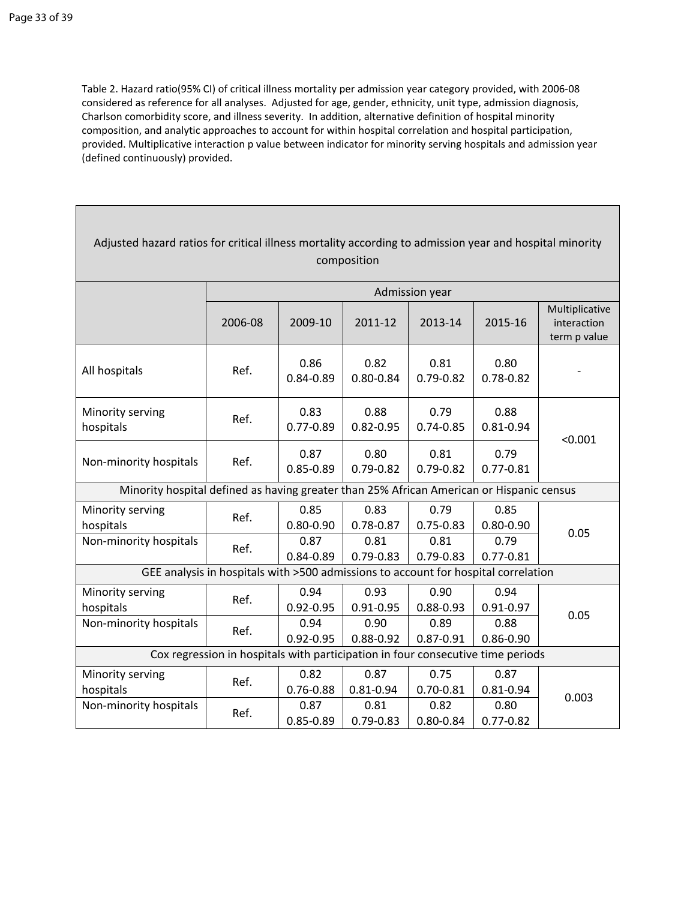Table 2. Hazard ratio(95% CI) of critical illness mortality per admission year category provided, with 2006-08 considered as reference for all analyses. Adjusted for age, gender, ethnicity, unit type, admission diagnosis, Charlson comorbidity score, and illness severity. In addition, alternative definition of hospital minority composition, and analytic approaches to account for within hospital correlation and hospital participation, provided. Multiplicative interaction p value between indicator for minority serving hospitals and admission year (defined continuously) provided.

| Adjusted hazard ratios for critical illness mortality according to admission year and hospital minority composition | | | | | | |
|---|---|---|---|---|---|---|
| | Admission year | | | | | |
| | 2006-08 | 2009-10 | 2011-12 | 2013-14 | 2015-16 | Multiplicative interaction term p value |
| All hospitals | Ref. | 0.86<br>0.84-0.89 | 0.82<br>0.80-0.84 | 0.81<br>0.79-0.82 | 0.80<br>0.78-0.82 | - |
| Minority serving hospitals | Ref. | 0.83<br>0.77-0.89 | 0.88<br>0.82-0.95 | 0.79<br>0.74-0.85 | 0.88<br>0.81-0.94 | <0.001 |
| Non-minority hospitals | Ref. | 0.87<br>0.85-0.89 | 0.80<br>0.79-0.82 | 0.81<br>0.79-0.82 | 0.79<br>0.77-0.81 | |
| Minority hospital defined as having greater than 25% African American or Hispanic census | | | | | | |
| Minority serving hospitals | Ref. | 0.85<br>0.80-0.90 | 0.83<br>0.78-0.87 | 0.79<br>0.75-0.83 | 0.85<br>0.80-0.90 | 0.05 |
| Non-minority hospitals | Ref. | 0.87<br>0.84-0.89 | 0.81<br>0.79-0.83 | 0.81<br>0.79-0.83 | 0.79<br>0.77-0.81 | |
| GEE analysis in hospitals with >500 admissions to account for hospital correlation | | | | | | |
| Minority serving hospitals | Ref. | 0.94<br>0.92-0.95 | 0.93<br>0.91-0.95 | 0.90<br>0.88-0.93 | 0.94<br>0.91-0.97 | 0.05 |
| Non-minority hospitals | Ref. | 0.94<br>0.92-0.95 | 0.90<br>0.88-0.92 | 0.89<br>0.87-0.91 | 0.88<br>0.86-0.90 | |
| Cox regression in hospitals with participation in four consecutive time periods | | | | | | |
| Minority serving hospitals | Ref. | 0.82<br>0.76-0.88 | 0.87<br>0.81-0.94 | 0.75<br>0.70-0.81 | 0.87<br>0.81-0.94 | 0.003 |
| Non-minority hospitals | Ref. | 0.87<br>0.85-0.89 | 0.81<br>0.79-0.83 | 0.82<br>0.80-0.84 | 0.80<br>0.77-0.82 | |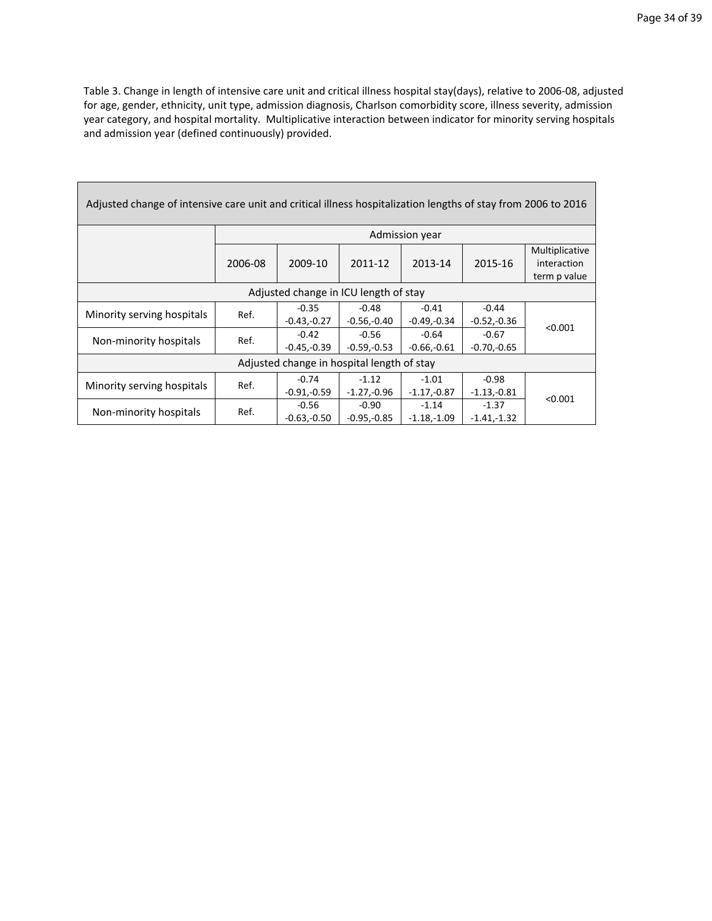Table 3. Change in length of intensive care unit and critical illness hospital stay(days), relative to 2006-08, adjusted for age, gender, ethnicity, unit type, admission diagnosis, Charlson comorbidity score, illness severity, admission year category, and hospital mortality. Multiplicative interaction between indicator for minority serving hospitals and admission year (defined continuously) provided.

| Adjusted change of intensive care unit and critical illness hospitalization lengths of stay from 2006 to 2016 | | | | | | |
|---|---|---|---|---|---|---|
| | Admission year | | | | | |
| | 2006-08 | 2009-10 | 2011-12 | 2013-14 | 2015-16 | Multiplicative interaction term p value |
| Adjusted change in ICU length of stay | | | | | | |
| Minority serving hospitals | Ref. | -0.35<br>-0.43,-0.27 | -0.48<br>-0.56,-0.40 | -0.41<br>-0.49,-0.34 | -0.44<br>-0.52,-0.36 | <0.001 |
| Non-minority hospitals | Ref. | -0.42<br>-0.45,-0.39 | -0.56<br>-0.59,-0.53 | -0.64<br>-0.66,-0.61 | -0.67<br>-0.70,-0.65 | |
| Adjusted change in hospital length of stay | | | | | | |
| Minority serving hospitals | Ref. | -0.74<br>-0.91,-0.59 | -1.12<br>-1.27,-0.96 | -1.01<br>-1.17,-0.87 | -0.98<br>-1.13,-0.81 | <0.001 |
| Non-minority hospitals | Ref. | -0.56<br>-0.63,-0.50 | -0.90<br>-0.95,-0.85 | -1.14<br>-1.18,-1.09 | -1.37<br>-1.41,-1.32 | |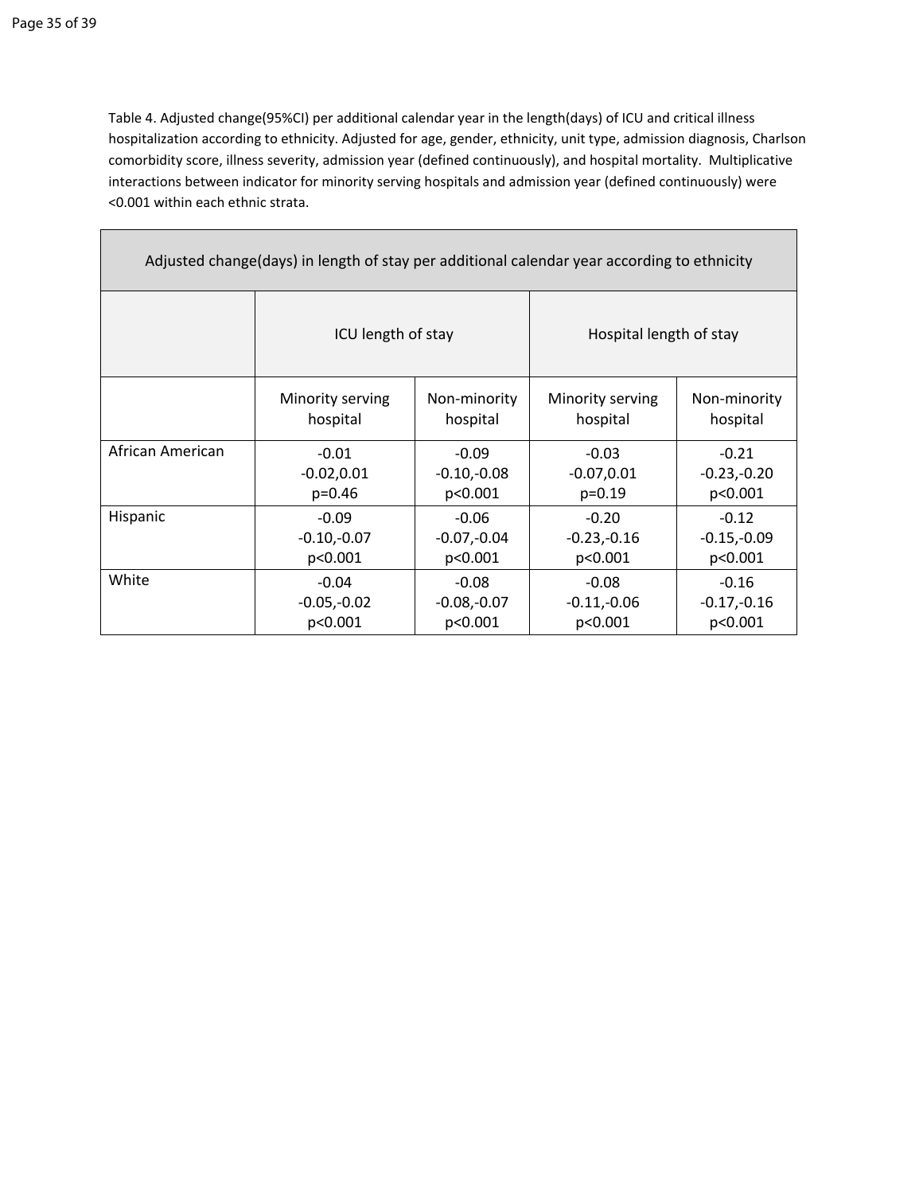Table 4. Adjusted change(95%CI) per additional calendar year in the length(days) of ICU and critical illness hospitalization according to ethnicity. Adjusted for age, gender, ethnicity, unit type, admission diagnosis, Charlson comorbidity score, illness severity, admission year (defined continuously), and hospital mortality. Multiplicative interactions between indicator for minority serving hospitals and admission year (defined continuously) were <0.001 within each ethnic strata.

| Adjusted change(days) in length of stay per additional calendar year according to ethnicity | | | | |
|---|---|---|---|---|
| | ICU length of stay | | Hospital length of stay | |
| | Minority serving hospital | Non-minority hospital | Minority serving hospital | Non-minority hospital |
| African American | -0.01<br>-0.02,0.01<br>p=0.46 | -0.09<br>-0.10,-0.08<br>p<0.001 | -0.03<br>-0.07,0.01<br>p=0.19 | -0.21<br>-0.23,-0.20<br>p<0.001 |
| Hispanic | -0.09<br>-0.10,-0.07<br>p<0.001 | -0.06<br>-0.07,-0.04<br>p<0.001 | -0.20<br>-0.23,-0.16<br>p<0.001 | -0.12<br>-0.15,-0.09<br>p<0.001 |
| White | -0.04<br>-0.05,-0.02<br>p<0.001 | -0.08<br>-0.08,-0.07<br>p<0.001 | -0.08<br>-0.11,-0.06<br>p<0.001 | -0.16<br>-0.17,-0.16<br>p<0.001 |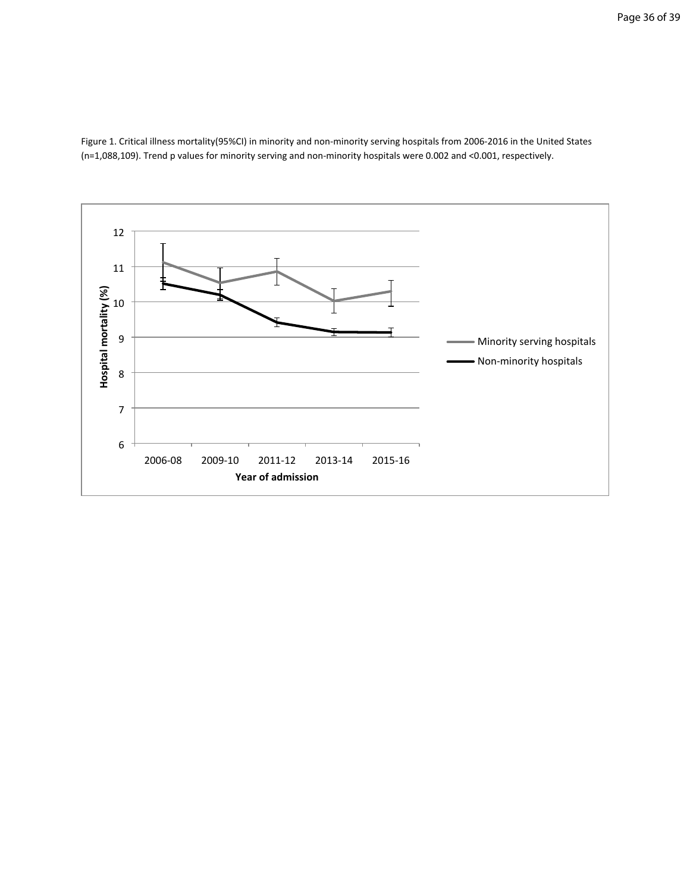Figure 1. Critical illness mortality(95%CI) in minority and non-minority serving hospitals from 2006-2016 in the United States (n=1,088,109). Trend p values for minority serving and non-minority hospitals were 0.002 and <0.001, respectively.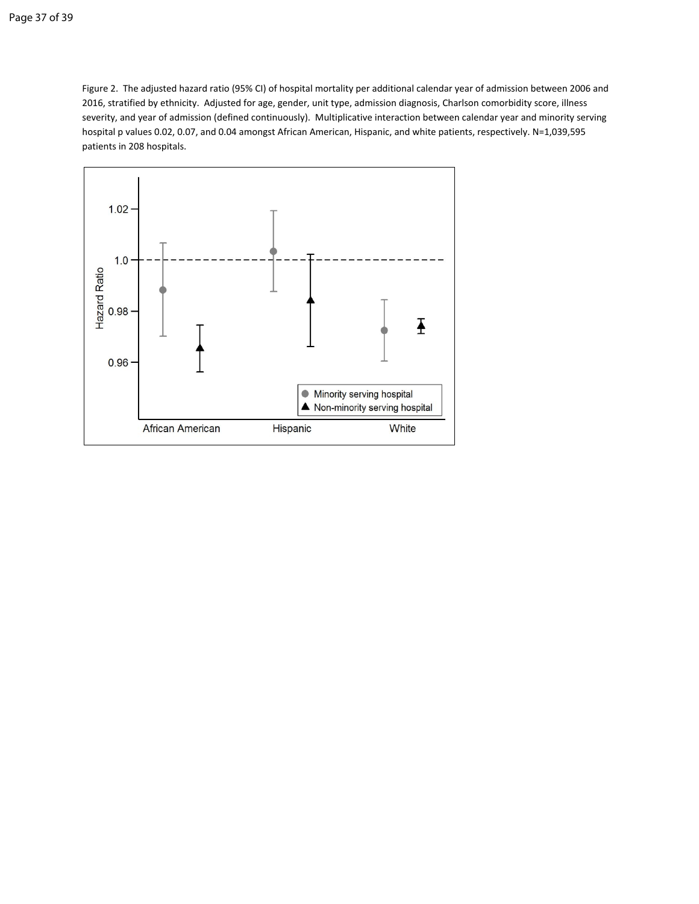Figure 2. The adjusted hazard ratio (95% CI) of hospital mortality per additional calendar year of admission between 2006 and 2016, stratified by ethnicity. Adjusted for age, gender, unit type, admission diagnosis, Charlson comorbidity score, illness severity, and year of admission (defined continuously). Multiplicative interaction between calendar year and minority serving hospital p values 0.02, 0.07, and 0.04 amongst African American, Hispanic, and white patients, respectively. N=1,039,595 patients in 208 hospitals.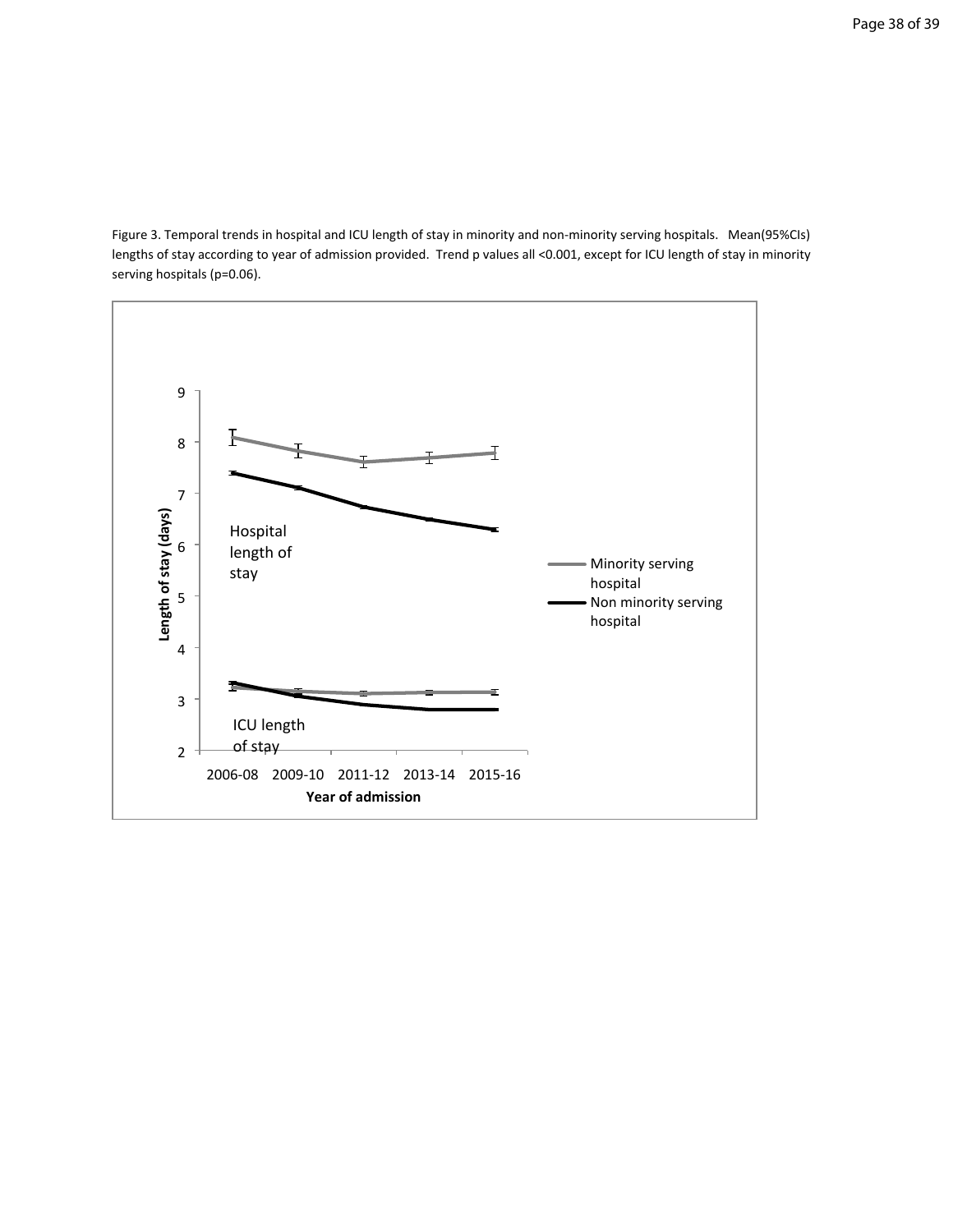Figure 3. Temporal trends in hospital and ICU length of stay in minority and non-minority serving hospitals. Mean(95%CIs) lengths of stay according to year of admission provided. Trend p values all <0.001, except for ICU length of stay in minority serving hospitals (p=0.06).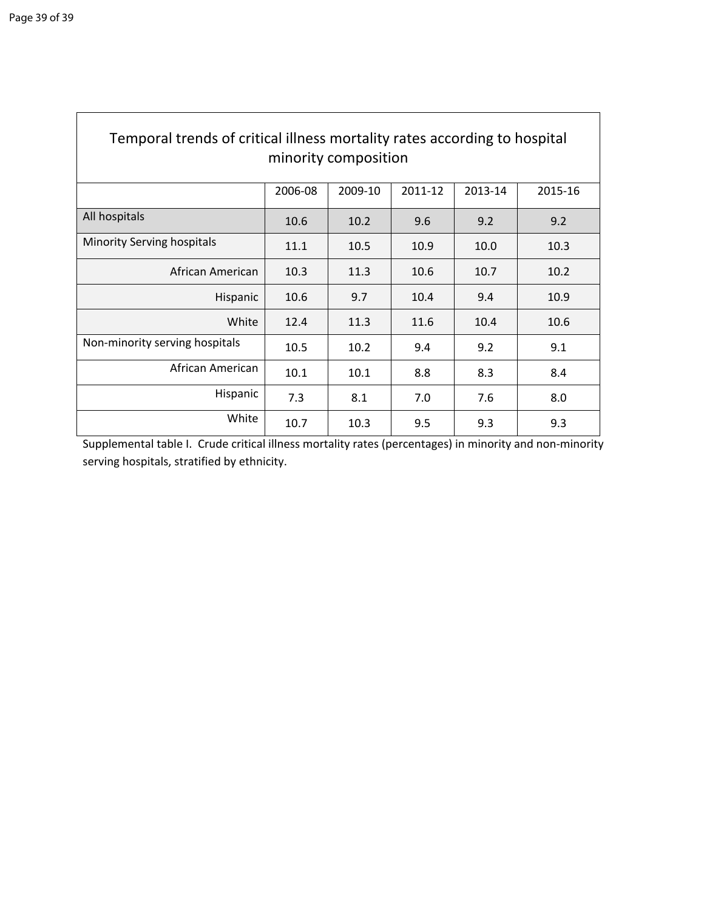| Temporal trends of critical illness mortality rates according to hospital minority composition | | | | | |
|---|---|---|---|---|---|
| | 2006-08 | 2009-10 | 2011-12 | 2013-14 | 2015-16 |
| All hospitals | 10.6 | 10.2 | 9.6 | 9.2 | 9.2 |
| Minority Serving hospitals | 11.1 | 10.5 | 10.9 | 10.0 | 10.3 |
| African American | 10.3 | 11.3 | 10.6 | 10.7 | 10.2 |
| Hispanic | 10.6 | 9.7 | 10.4 | 9.4 | 10.9 |
| White | 12.4 | 11.3 | 11.6 | 10.4 | 10.6 |
| Non-minority serving hospitals | 10.5 | 10.2 | 9.4 | 9.2 | 9.1 |
| African American | 10.1 | 10.1 | 8.8 | 8.3 | 8.4 |
| Hispanic | 7.3 | 8.1 | 7.0 | 7.6 | 8.0 |
| White | 10.7 | 10.3 | 9.5 | 9.3 | 9.3 |

Supplemental table I. Crude critical illness mortality rates (percentages) in minority and non-minority serving hospitals, stratified by ethnicity.